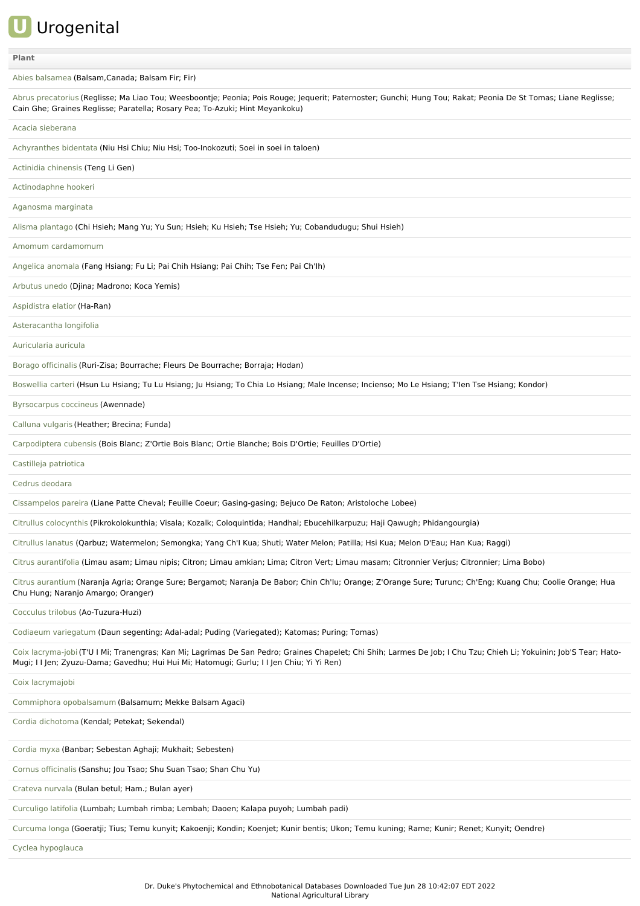# Urogenital

| Plant |
| --- |
| Abies balsamea (Balsam,Canada; Balsam Fir; Fir) |
| Abrus precatorius (Reglisse; Ma Liao Tou; Weesboontje; Peonia; Pois Rouge; Jequerit; Paternoster; Gunchi; Hung Tou; Rakat; Peonia De St Tomas; Liane Reglisse; Cain Ghe; Graines Reglisse; Paratella; Rosary Pea; To-Azuki; Hint Meyankoku) |
| Acacia sieberana |
| Achyranthes bidentata (Niu Hsi Chiu; Niu Hsi; Too-Inokozuti; Soei in soei in taloen) |
| Actinidia chinensis (Teng Li Gen) |
| Actinodaphne hookeri |
| Aganosma marginata |
| Alisma plantago (Chi Hsieh; Mang Yu; Yu Sun; Hsieh; Ku Hsieh; Tse Hsieh; Yu; Cobandudugu; Shui Hsieh) |
| Amomum cardamomum |
| Angelica anomala (Fang Hsiang; Fu Li; Pai Chih Hsiang; Pai Chih; Tse Fen; Pai Ch'Ih) |
| Arbutus unedo (Djina; Madrono; Koca Yemis) |
| Aspidistra elatior (Ha-Ran) |
| Asteracantha longifolia |
| Auricularia auricula |
| Borago officinalis (Ruri-Zisa; Bourrache; Fleurs De Bourrache; Borraja; Hodan) |
| Boswellia carteri (Hsun Lu Hsiang; Tu Lu Hsiang; Ju Hsiang; To Chia Lo Hsiang; Male Incense; Incienso; Mo Le Hsiang; T'Ien Tse Hsiang; Kondor) |
| Byrsocarpus coccineus (Awennade) |
| Calluna vulgaris (Heather; Brecina; Funda) |
| Carpodiptera cubensis (Bois Blanc; Z'Ortie Bois Blanc; Ortie Blanche; Bois D'Ortie; Feuilles D'Ortie) |
| Castilleja patriotica |
| Cedrus deodara |
| Cissampelos pareira (Liane Patte Cheval; Feuille Coeur; Gasing-gasing; Bejuco De Raton; Aristoloche Lobee) |
| Citrullus colocynthis (Pikrokolokunthia; Visala; Kozalk; Coloquintida; Handhal; Ebucehilkarpuzu; Haji Qawugh; Phidangourgia) |
| Citrullus lanatus (Qarbuz; Watermelon; Semongka; Yang Ch'I Kua; Shuti; Water Melon; Patilla; Hsi Kua; Melon D'Eau; Han Kua; Raggi) |
| Citrus aurantifolia (Limau asam; Limau nipis; Citron; Limau amkian; Lima; Citron Vert; Limau masam; Citronnier Verjus; Citronnier; Lima Bobo) |
| Citrus aurantium (Naranja Agria; Orange Sure; Bergamot; Naranja De Babor; Chin Ch'Iu; Orange; Z'Orange Sure; Turunc; Ch'Eng; Kuang Chu; Coolie Orange; Hua Chu Hung; Naranjo Amargo; Oranger) |
| Cocculus trilobus (Ao-Tuzura-Huzi) |
| Codiaeum variegatum (Daun segenting; Adal-adal; Puding (Variegated); Katomas; Puring; Tomas) |
| Coix lacryma-jobi (T'U I Mi; Tranengras; Kan Mi; Lagrimas De San Pedro; Graines Chapelet; Chi Shih; Larmes De Job; I Chu Tzu; Chieh Li; Yokuinin; Job'S Tear; Hato-Mugi; I I Jen; Zyuzu-Dama; Gavedhu; Hui Hui Mi; Hatomugi; Gurlu; I I Jen Chiu; Yi Yi Ren) |
| Coix lacrymajobi |
| Commiphora opobalsamum (Balsamum; Mekke Balsam Agaci) |
| Cordia dichotoma (Kendal; Petekat; Sekendal) |
| Cordia myxa (Banbar; Sebestan Aghaji; Mukhait; Sebesten) |
| Cornus officinalis (Sanshu; Jou Tsao; Shu Suan Tsao; Shan Chu Yu) |
| Crateva nurvala (Bulan betul; Ham.; Bulan ayer) |
| Curculigo latifolia (Lumbah; Lumbah rimba; Lembah; Daoen; Kalapa puyoh; Lumbah padi) |
| Curcuma longa (Goeratji; Tius; Temu kunyit; Kakoenji; Kondin; Koenjet; Kunir bentis; Ukon; Temu kuning; Rame; Kunir; Renet; Kunyit; Oendre) |
| Cyclea hypoglauca |

Dr. Duke's Phytochemical and Ethnobotanical Databases Downloaded Tue Jun 28 10:42:07 EDT 2022
National Agricultural Library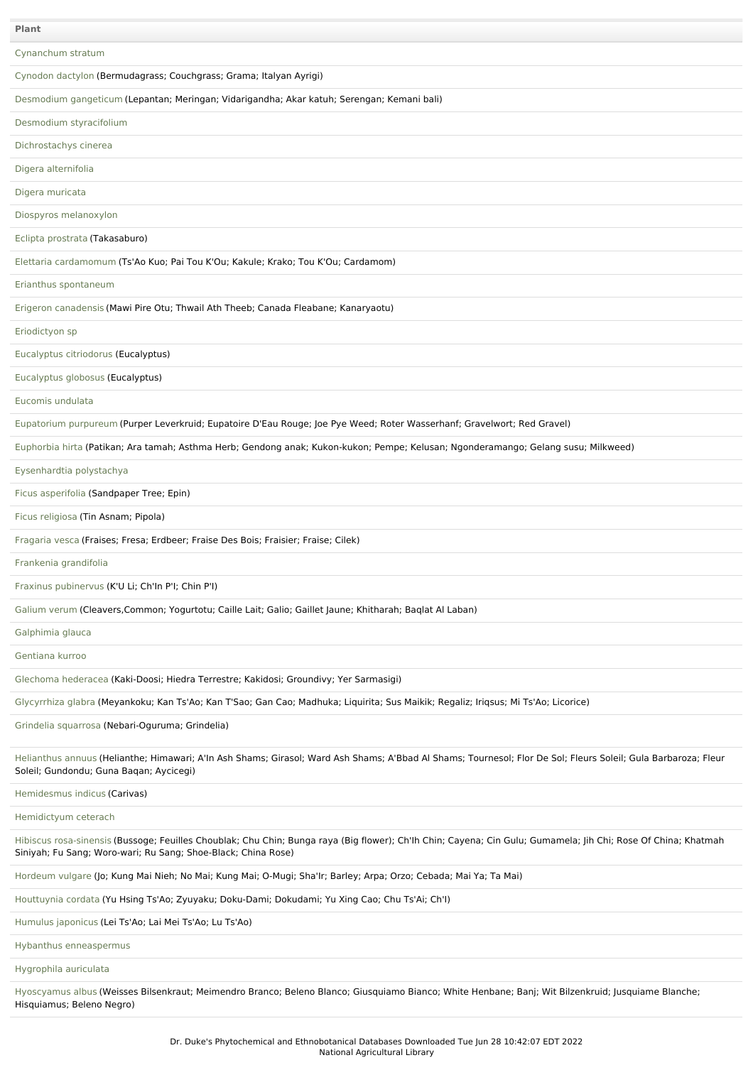| Plant |
| --- |
| Cynanchum stratum |
| Cynodon dactylon (Bermudagrass; Couchgrass; Grama; Italyan Ayrigi) |
| Desmodium gangeticum (Lepantan; Meringan; Vidarigandha; Akar katuh; Serengan; Kemani bali) |
| Desmodium styracifolium |
| Dichrostachys cinerea |
| Digera alternifolia |
| Digera muricata |
| Diospyros melanoxylon |
| Eclipta prostrata (Takasaburo) |
| Elettaria cardamomum (Ts'Ao Kuo; Pai Tou K'Ou; Kakule; Krako; Tou K'Ou; Cardamom) |
| Erianthus spontaneum |
| Erigeron canadensis (Mawi Pire Otu; Thwail Ath Theeb; Canada Fleabane; Kanaryaotu) |
| Eriodictyon sp |
| Eucalyptus citriodorus (Eucalyptus) |
| Eucalyptus globosus (Eucalyptus) |
| Eucomis undulata |
| Eupatorium purpureum (Purper Leverkruid; Eupatoire D'Eau Rouge; Joe Pye Weed; Roter Wasserhanf; Gravelwort; Red Gravel) |
| Euphorbia hirta (Patikan; Ara tamah; Asthma Herb; Gendong anak; Kukon-kukon; Pempe; Kelusan; Ngonderamango; Gelang susu; Milkweed) |
| Eysenhardtia polystachya |
| Ficus asperifolia (Sandpaper Tree; Epin) |
| Ficus religiosa (Tin Asnam; Pipola) |
| Fragaria vesca (Fraises; Fresa; Erdbeer; Fraise Des Bois; Fraisier; Fraise; Cilek) |
| Frankenia grandifolia |
| Fraxinus pubinervus (K'U Li; Ch'In P'I; Chin P'I) |
| Galium verum (Cleavers,Common; Yogurtotu; Caille Lait; Galio; Gaillet Jaune; Khitharah; Baqlat Al Laban) |
| Galphimia glauca |
| Gentiana kurroo |
| Glechoma hederacea (Kaki-Doosi; Hiedra Terrestre; Kakidosi; Groundivy; Yer Sarmasigi) |
| Glycyrrhiza glabra (Meyankoku; Kan Ts'Ao; Kan T'Sao; Gan Cao; Madhuka; Liquirita; Sus Maikik; Regaliz; Iriqsus; Mi Ts'Ao; Licorice) |
| Grindelia squarrosa (Nebari-Oguruma; Grindelia) |
| Helianthus annuus (Helianthe; Himawari; A'In Ash Shams; Girasol; Ward Ash Shams; A'Bbad Al Shams; Tournesol; Flor De Sol; Fleurs Soleil; Gula Barbaroza; Fleur Soleil; Gundondu; Guna Baqan; Aycicegi) |
| Hemidesmus indicus (Carivas) |
| Hemidictyum ceterach |
| Hibiscus rosa-sinensis (Bussoge; Feuilles Choublak; Chu Chin; Bunga raya (Big flower); Ch'Ih Chin; Cayena; Cin Gulu; Gumamela; Jih Chi; Rose Of China; Khatmah Siniyah; Fu Sang; Woro-wari; Ru Sang; Shoe-Black; China Rose) |
| Hordeum vulgare (Jo; Kung Mai Nieh; No Mai; Kung Mai; O-Mugi; Sha'Ir; Barley; Arpa; Orzo; Cebada; Mai Ya; Ta Mai) |
| Houttuynia cordata (Yu Hsing Ts'Ao; Zyuyaku; Doku-Dami; Dokudami; Yu Xing Cao; Chu Ts'Ai; Ch'I) |
| Humulus japonicus (Lei Ts'Ao; Lai Mei Ts'Ao; Lu Ts'Ao) |
| Hybanthus enneaspermus |
| Hygrophila auriculata |
| Hyoscyamus albus (Weisses Bilsenkraut; Meimendro Branco; Beleno Blanco; Giusquiamo Bianco; White Henbane; Banj; Wit Bilzenkruid; Jusquiame Blanche; Hisquiamus; Beleno Negro) |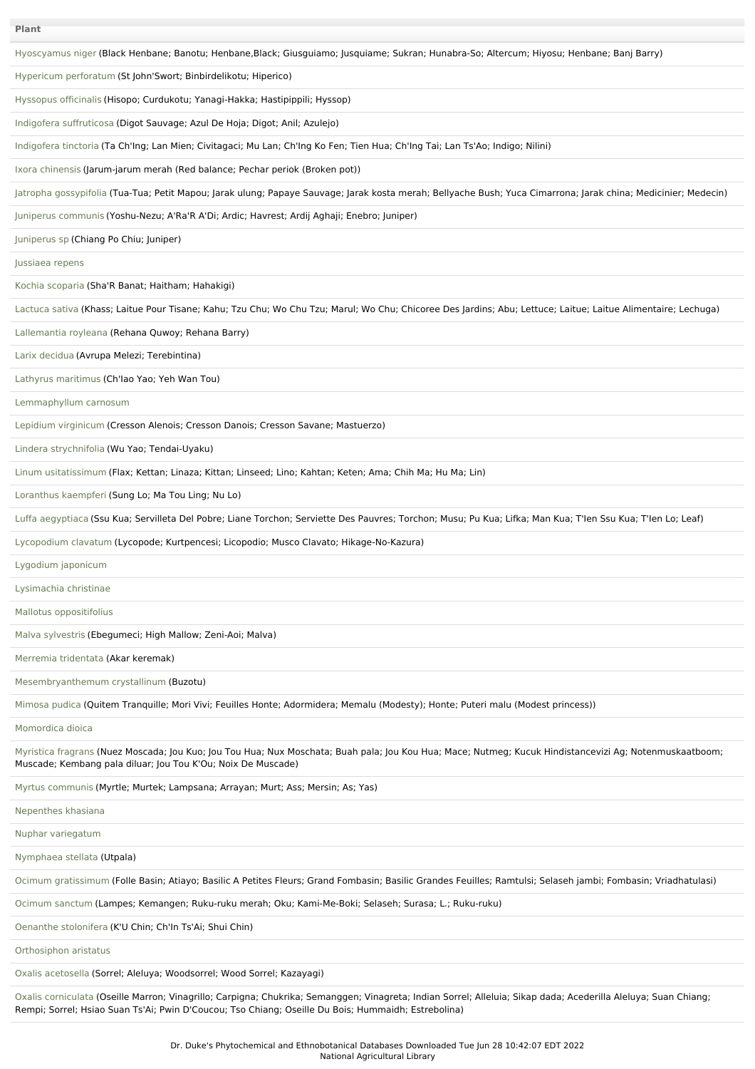| Plant |
|---|
| Hyoscyamus niger (Black Henbane; Banotu; Henbane,Black; Giusguiamo; Jusquiame; Sukran; Hunabra-So; Altercum; Hiyosu; Henbane; Banj Barry) |
| Hypericum perforatum (St John'Swort; Binbirdelikotu; Hiperico) |
| Hyssopus officinalis (Hisopo; Curdukotu; Yanagi-Hakka; Hastipippili; Hyssop) |
| Indigofera suffruticosa (Digot Sauvage; Azul De Hoja; Digot; Anil; Azulejo) |
| Indigofera tinctoria (Ta Ch'Ing; Lan Mien; Civitagaci; Mu Lan; Ch'Ing Ko Fen; Tien Hua; Ch'Ing Tai; Lan Ts'Ao; Indigo; Nilini) |
| Ixora chinensis (Jarum-jarum merah (Red balance; Pechar periok (Broken pot)) |
| Jatropha gossypifolia (Tua-Tua; Petit Mapou; Jarak ulung; Papaye Sauvage; Jarak kosta merah; Bellyache Bush; Yuca Cimarrona; Jarak china; Medicinier; Medecin) |
| Juniperus communis (Yoshu-Nezu; A'Ra'R A'Di; Ardic; Havrest; Ardij Aghaji; Enebro; Juniper) |
| Juniperus sp (Chiang Po Chiu; Juniper) |
| Jussiaea repens |
| Kochia scoparia (Sha'R Banat; Haitham; Hahakigi) |
| Lactuca sativa (Khass; Laitue Pour Tisane; Kahu; Tzu Chu; Wo Chu Tzu; Marul; Wo Chu; Chicoree Des Jardins; Abu; Lettuce; Laitue; Laitue Alimentaire; Lechuga) |
| Lallemantia royleana (Rehana Quwoy; Rehana Barry) |
| Larix decidua (Avrupa Melezi; Terebintina) |
| Lathyrus maritimus (Ch'Iao Yao; Yeh Wan Tou) |
| Lemmaphyllum carnosum |
| Lepidium virginicum (Cresson Alenois; Cresson Danois; Cresson Savane; Mastuerzo) |
| Lindera strychnifolia (Wu Yao; Tendai-Uyaku) |
| Linum usitatissimum (Flax; Kettan; Linaza; Kittan; Linseed; Lino; Kahtan; Keten; Ama; Chih Ma; Hu Ma; Lin) |
| Loranthus kaempferi (Sung Lo; Ma Tou Ling; Nu Lo) |
| Luffa aegyptiaca (Ssu Kua; Servilleta Del Pobre; Liane Torchon; Serviette Des Pauvres; Torchon; Musu; Pu Kua; Lifka; Man Kua; T'Ien Ssu Kua; T'Ien Lo; Leaf) |
| Lycopodium clavatum (Lycopode; Kurtpencesi; Licopodio; Musco Clavato; Hikage-No-Kazura) |
| Lygodium japonicum |
| Lysimachia christinae |
| Mallotus oppositifolius |
| Malva sylvestris (Ebegumeci; High Mallow; Zeni-Aoi; Malva) |
| Merremia tridentata (Akar keremak) |
| Mesembryanthemum crystallinum (Buzotu) |
| Mimosa pudica (Quitem Tranquille; Mori Vivi; Feuilles Honte; Adormidera; Memalu (Modesty); Honte; Puteri malu (Modest princess)) |
| Momordica dioica |
| Myristica fragrans (Nuez Moscada; Jou Kuo; Jou Tou Hua; Nux Moschata; Buah pala; Jou Kou Hua; Mace; Nutmeg; Kucuk Hindistancevizi Ag; Notenmuskaatboom; Muscade; Kembang pala diluar; Jou Tou K'Ou; Noix De Muscade) |
| Myrtus communis (Myrtle; Murtek; Lampsana; Arrayan; Murt; Ass; Mersin; As; Yas) |
| Nepenthes khasiana |
| Nuphar variegatum |
| Nymphaea stellata (Utpala) |
| Ocimum gratissimum (Folle Basin; Atiayo; Basilic A Petites Fleurs; Grand Fombasin; Basilic Grandes Feuilles; Ramtulsi; Selaseh jambi; Fombasin; Vriadhatulasi) |
| Ocimum sanctum (Lampes; Kemangen; Ruku-ruku merah; Oku; Kami-Me-Boki; Selaseh; Surasa; L.; Ruku-ruku) |
| Oenanthe stolonifera (K'U Chin; Ch'In Ts'Ai; Shui Chin) |
| Orthosiphon aristatus |
| Oxalis acetosella (Sorrel; Aleluya; Woodsorrel; Wood Sorrel; Kazayagi) |
| Oxalis corniculata (Oseille Marron; Vinagrillo; Carpigna; Chukrika; Semanggen; Vinagreta; Indian Sorrel; Alleluia; Sikap dada; Acederilla Aleluya; Suan Chiang; Rempi; Sorrel; Hsiao Suan Ts'Ai; Pwin D'Coucou; Tso Chiang; Oseille Du Bois; Hummaidh; Estrebolina) |

Dr. Duke's Phytochemical and Ethnobotanical Databases Downloaded Tue Jun 28 10:42:07 EDT 2022
National Agricultural Library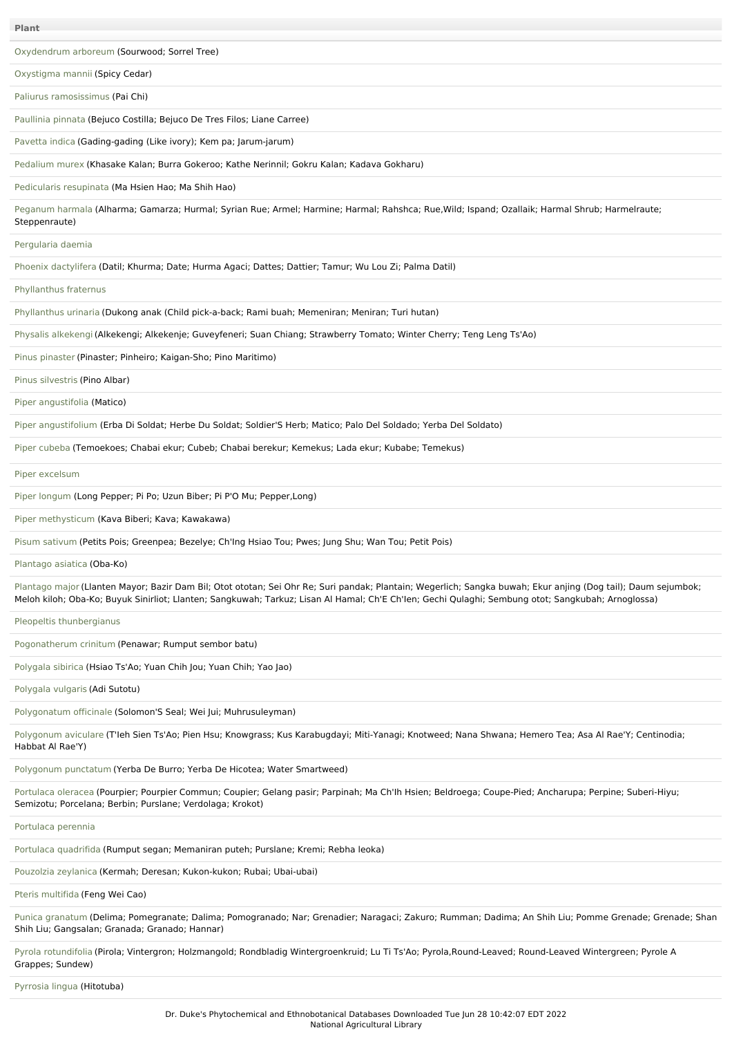| Plant |
| --- |
| Oxydendrum arboreum (Sourwood; Sorrel Tree) |
| Oxystigma mannii (Spicy Cedar) |
| Paliurus ramosissimus (Pai Chi) |
| Paullinia pinnata (Bejuco Costilla; Bejuco De Tres Filos; Liane Carree) |
| Pavetta indica (Gading-gading (Like ivory); Kem pa; Jarum-jarum) |
| Pedalium murex (Khasake Kalan; Burra Gokeroo; Kathe Nerinnil; Gokru Kalan; Kadava Gokharu) |
| Pedicularis resupinata (Ma Hsien Hao; Ma Shih Hao) |
| Peganum harmala (Alharma; Gamarza; Hurmal; Syrian Rue; Armel; Harmine; Harmal; Rahshca; Rue,Wild; Ispand; Ozallaik; Harmal Shrub; Harmelraute; Steppenraute) |
| Pergularia daemia |
| Phoenix dactylifera (Datil; Khurma; Date; Hurma Agaci; Dattes; Dattier; Tamur; Wu Lou Zi; Palma Datil) |
| Phyllanthus fraternus |
| Phyllanthus urinaria (Dukong anak (Child pick-a-back; Rami buah; Memeniran; Meniran; Turi hutan) |
| Physalis alkekengi (Alkekengi; Alkekenje; Guveyfeneri; Suan Chiang; Strawberry Tomato; Winter Cherry; Teng Leng Ts'Ao) |
| Pinus pinaster (Pinaster; Pinheiro; Kaigan-Sho; Pino Maritimo) |
| Pinus silvestris (Pino Albar) |
| Piper angustifolia (Matico) |
| Piper angustifolium (Erba Di Soldat; Herbe Du Soldat; Soldier'S Herb; Matico; Palo Del Soldado; Yerba Del Soldato) |
| Piper cubeba (Temoekoes; Chabai ekur; Cubeb; Chabai berekur; Kemekus; Lada ekur; Kubabe; Temekus) |
| Piper excelsum |
| Piper longum (Long Pepper; Pi Po; Uzun Biber; Pi P'O Mu; Pepper,Long) |
| Piper methysticum (Kava Biberi; Kava; Kawakawa) |
| Pisum sativum (Petits Pois; Greenpea; Bezelye; Ch'Ing Hsiao Tou; Pwes; Jung Shu; Wan Tou; Petit Pois) |
| Plantago asiatica (Oba-Ko) |
| Plantago major (Llanten Mayor; Bazir Dam Bil; Otot ototan; Sei Ohr Re; Suri pandak; Plantain; Wegerlich; Sangka buwah; Ekur anjing (Dog tail); Daum sejumbok; Meloh kiloh; Oba-Ko; Buyuk Sinirliot; Llanten; Sangkuwah; Tarkuz; Lisan Al Hamal; Ch'E Ch'Ien; Gechi Qulaghi; Sembung otot; Sangkubah; Arnoglossa) |
| Pleopeltis thunbergianus |
| Pogonatherum crinitum (Penawar; Rumput sembor batu) |
| Polygala sibirica (Hsiao Ts'Ao; Yuan Chih Jou; Yuan Chih; Yao Jao) |
| Polygala vulgaris (Adi Sutotu) |
| Polygonatum officinale (Solomon'S Seal; Wei Jui; Muhrusuleyman) |
| Polygonum aviculare (T'Ieh Sien Ts'Ao; Pien Hsu; Knowgrass; Kus Karabugdayi; Miti-Yanagi; Knotweed; Nana Shwana; Hemero Tea; Asa Al Rae'Y; Centinodia; Habbat Al Rae'Y) |
| Polygonum punctatum (Yerba De Burro; Yerba De Hicotea; Water Smartweed) |
| Portulaca oleracea (Pourpier; Pourpier Commun; Coupier; Gelang pasir; Parpinah; Ma Ch'Ih Hsien; Beldroega; Coupe-Pied; Ancharupa; Perpine; Suberi-Hiyu; Semizotu; Porcelana; Berbin; Purslane; Verdolaga; Krokot) |
| Portulaca perennia |
| Portulaca quadrifida (Rumput segan; Memaniran puteh; Purslane; Kremi; Rebha leoka) |
| Pouzolzia zeylanica (Kermah; Deresan; Kukon-kukon; Rubai; Ubai-ubai) |
| Pteris multifida (Feng Wei Cao) |
| Punica granatum (Delima; Pomegranate; Dalima; Pomogranado; Nar; Grenadier; Naragaci; Zakuro; Rumman; Dadima; An Shih Liu; Pomme Grenade; Grenade; Shan Shih Liu; Gangsalan; Granada; Granado; Hannar) |
| Pyrola rotundifolia (Pirola; Vintergron; Holzmangold; Rondbladig Wintergroenkruid; Lu Ti Ts'Ao; Pyrola,Round-Leaved; Round-Leaved Wintergreen; Pyrole A Grappes; Sundew) |
| Pyrrosia lingua (Hitotuba) |

Dr. Duke's Phytochemical and Ethnobotanical Databases Downloaded Tue Jun 28 10:42:07 EDT 2022
National Agricultural Library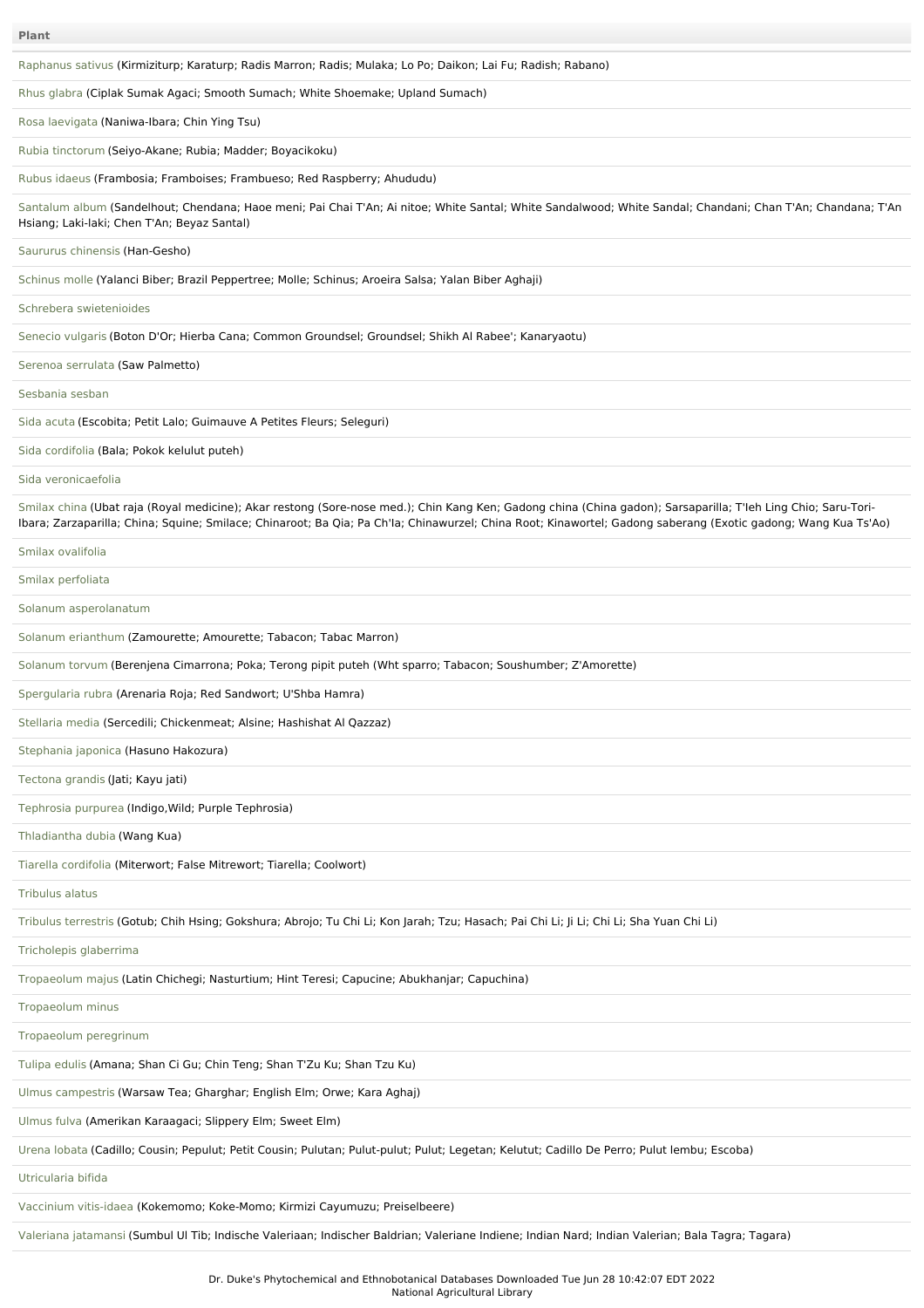| Plant |
| --- |
| Raphanus sativus (Kirmiziturp; Karaturp; Radis Marron; Radis; Mulaka; Lo Po; Daikon; Lai Fu; Radish; Rabano) |
| Rhus glabra (Ciplak Sumak Agaci; Smooth Sumach; White Shoemake; Upland Sumach) |
| Rosa laevigata (Naniwa-Ibara; Chin Ying Tsu) |
| Rubia tinctorum (Seiyo-Akane; Rubia; Madder; Boyacikoku) |
| Rubus idaeus (Frambosia; Framboises; Frambueso; Red Raspberry; Ahududu) |
| Santalum album (Sandelhout; Chendana; Haoe meni; Pai Chai T'An; Ai nitoe; White Santal; White Sandalwood; White Sandal; Chandani; Chan T'An; Chandana; T'An Hsiang; Laki-laki; Chen T'An; Beyaz Santal) |
| Saururus chinensis (Han-Gesho) |
| Schinus molle (Yalanci Biber; Brazil Peppertree; Molle; Schinus; Aroeira Salsa; Yalan Biber Aghaji) |
| Schrebera swietenioides |
| Senecio vulgaris (Boton D'Or; Hierba Cana; Common Groundsel; Groundsel; Shikh Al Rabee'; Kanaryaotu) |
| Serenoa serrulata (Saw Palmetto) |
| Sesbania sesban |
| Sida acuta (Escobita; Petit Lalo; Guimauve A Petites Fleurs; Seleguri) |
| Sida cordifolia (Bala; Pokok kelulut puteh) |
| Sida veronicaefolia |
| Smilax china (Ubat raja (Royal medicine); Akar restong (Sore-nose med.); Chin Kang Ken; Gadong china (China gadon); Sarsaparilla; T'Ieh Ling Chio; Saru-Tori-Ibara; Zarzaparilla; China; Squine; Smilace; Chinaroot; Ba Qia; Pa Ch'Ia; Chinawurzel; China Root; Kinawortel; Gadong saberang (Exotic gadong; Wang Kua Ts'Ao) |
| Smilax ovalifolia |
| Smilax perfoliata |
| Solanum asperolanatum |
| Solanum erianthum (Zamourette; Amourette; Tabacon; Tabac Marron) |
| Solanum torvum (Berenjena Cimarrona; Poka; Terong pipit puteh (Wht sparro; Tabacon; Soushumber; Z'Amorette) |
| Spergularia rubra (Arenaria Roja; Red Sandwort; U'Shba Hamra) |
| Stellaria media (Sercedili; Chickenmeat; Alsine; Hashishat Al Qazzaz) |
| Stephania japonica (Hasuno Hakozura) |
| Tectona grandis (Jati; Kayu jati) |
| Tephrosia purpurea (Indigo,Wild; Purple Tephrosia) |
| Thladiantha dubia (Wang Kua) |
| Tiarella cordifolia (Miterwort; False Mitrewort; Tiarella; Coolwort) |
| Tribulus alatus |
| Tribulus terrestris (Gotub; Chih Hsing; Gokshura; Abrojo; Tu Chi Li; Kon Jarah; Tzu; Hasach; Pai Chi Li; Ji Li; Chi Li; Sha Yuan Chi Li) |
| Tricholepis glaberrima |
| Tropaeolum majus (Latin Chichegi; Nasturtium; Hint Teresi; Capucine; Abukhanjar; Capuchina) |
| Tropaeolum minus |
| Tropaeolum peregrinum |
| Tulipa edulis (Amana; Shan Ci Gu; Chin Teng; Shan T'Zu Ku; Shan Tzu Ku) |
| Ulmus campestris (Warsaw Tea; Gharghar; English Elm; Orwe; Kara Aghaj) |
| Ulmus fulva (Amerikan Karaagaci; Slippery Elm; Sweet Elm) |
| Urena lobata (Cadillo; Cousin; Pepulut; Petit Cousin; Pulutan; Pulut-pulut; Pulut; Legetan; Kelutut; Cadillo De Perro; Pulut lembu; Escoba) |
| Utricularia bifida |
| Vaccinium vitis-idaea (Kokemomo; Koke-Momo; Kirmizi Cayumuzu; Preiselbeere) |
| Valeriana jatamansi (Sumbul Ul Tib; Indische Valeriaan; Indischer Baldrian; Valeriane Indiene; Indian Nard; Indian Valerian; Bala Tagra; Tagara) |

Dr. Duke's Phytochemical and Ethnobotanical Databases Downloaded Tue Jun 28 10:42:07 EDT 2022
National Agricultural Library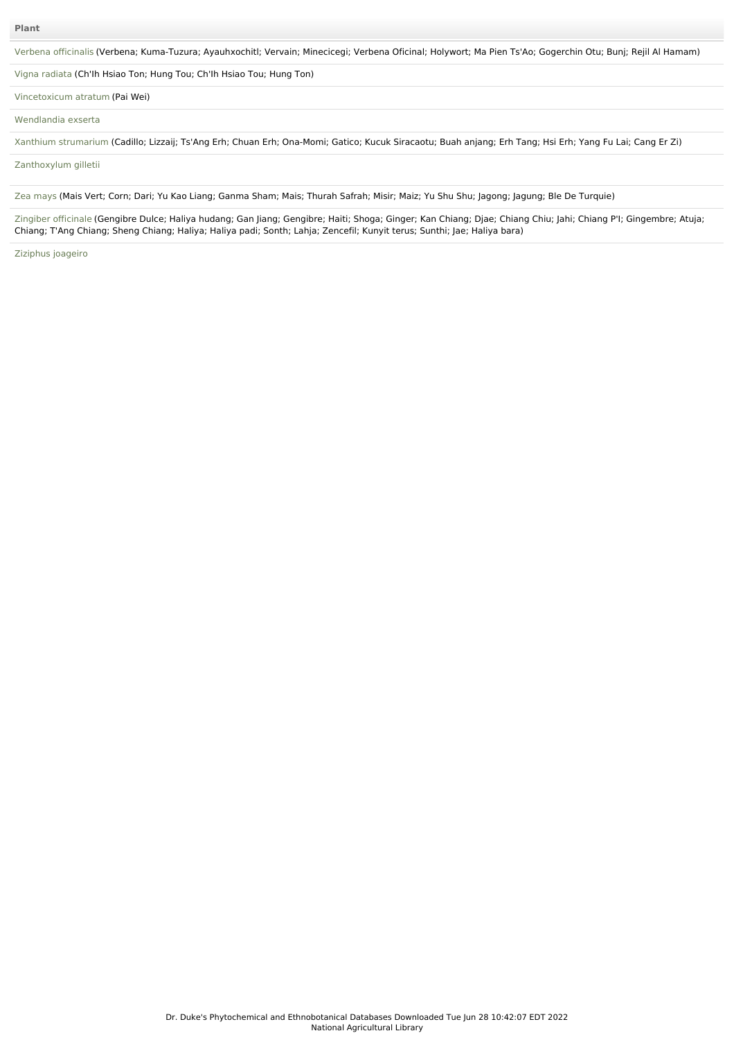| Plant |
| --- |
| Verbena officinalis (Verbena; Kuma-Tuzura; Ayauhxochitl; Vervain; Minecicegi; Verbena Oficinal; Holywort; Ma Pien Ts'Ao; Gogerchin Otu; Bunj; Rejil Al Hamam) |
| Vigna radiata (Ch'Ih Hsiao Ton; Hung Tou; Ch'Ih Hsiao Tou; Hung Ton) |
| Vincetoxicum atratum (Pai Wei) |
| Wendlandia exserta |
| Xanthium strumarium (Cadillo; Lizzaij; Ts'Ang Erh; Chuan Erh; Ona-Momi; Gatico; Kucuk Siracaotu; Buah anjang; Erh Tang; Hsi Erh; Yang Fu Lai; Cang Er Zi) |
| Zanthoxylum gilletii |
| Zea mays (Mais Vert; Corn; Dari; Yu Kao Liang; Ganma Sham; Mais; Thurah Safrah; Misir; Maiz; Yu Shu Shu; Jagong; Jagung; Ble De Turquie) |
| Zingiber officinale (Gengibre Dulce; Haliya hudang; Gan Jiang; Gengibre; Haiti; Shoga; Ginger; Kan Chiang; Djae; Chiang Chiu; Jahi; Chiang P'I; Gingembre; Atuja; Chiang; T'Ang Chiang; Sheng Chiang; Haliya; Haliya padi; Sonth; Lahja; Zencefil; Kunyit terus; Sunthi; Jae; Haliya bara) |
| Ziziphus joageiro |

Dr. Duke's Phytochemical and Ethnobotanical Databases Downloaded Tue Jun 28 10:42:07 EDT 2022
National Agricultural Library